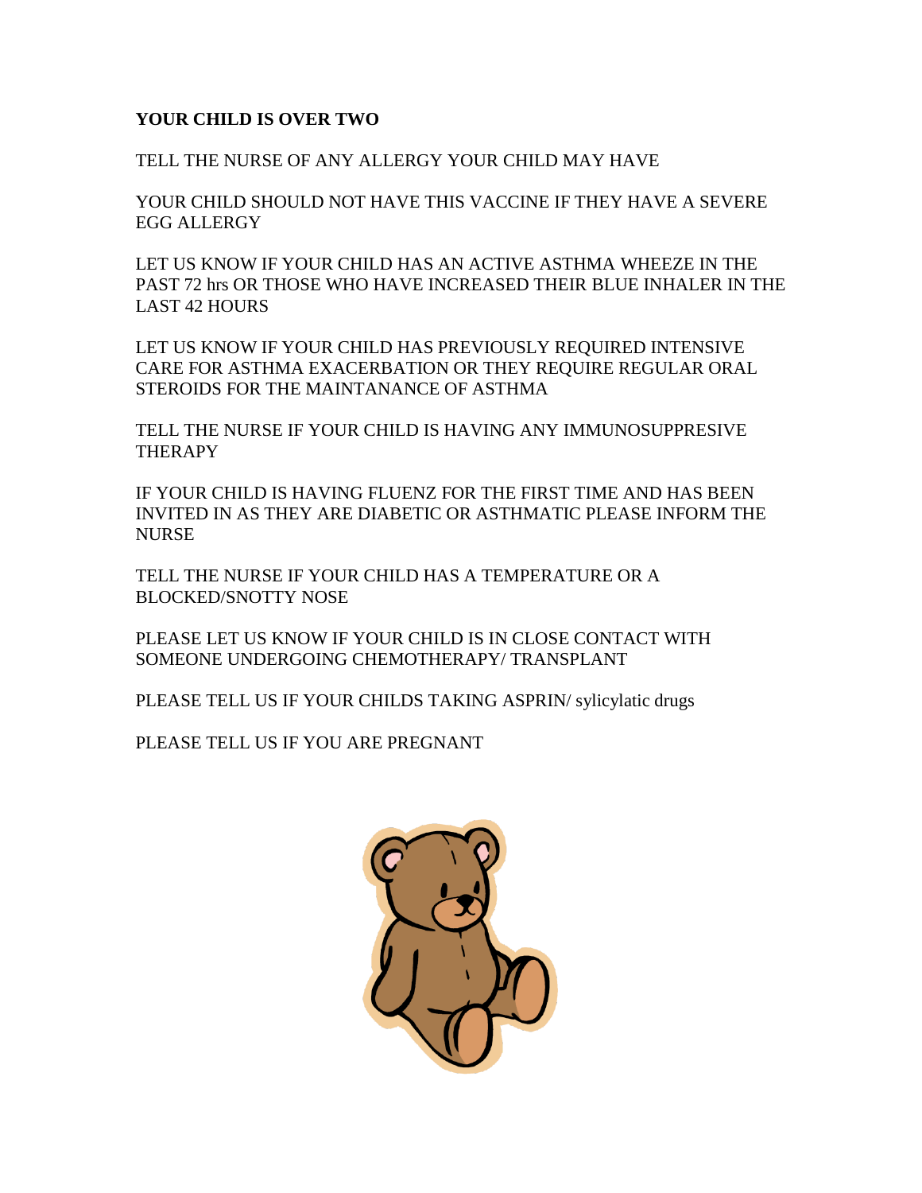**YOUR CHILD IS OVER TWO**

TELL THE NURSE OF ANY ALLERGY YOUR CHILD MAY HAVE

YOUR CHILD SHOULD NOT HAVE THIS VACCINE IF THEY HAVE A SEVERE EGG ALLERGY

LET US KNOW IF YOUR CHILD HAS AN ACTIVE ASTHMA WHEEZE IN THE PAST 72 hrs OR THOSE WHO HAVE INCREASED THEIR BLUE INHALER IN THE LAST 42 HOURS

LET US KNOW IF YOUR CHILD HAS PREVIOUSLY REQUIRED INTENSIVE CARE FOR ASTHMA EXACERBATION OR THEY REQUIRE REGULAR ORAL STEROIDS FOR THE MAINTANANCE OF ASTHMA

TELL THE NURSE IF YOUR CHILD IS HAVING ANY IMMUNOSUPPRESIVE THERAPY

IF YOUR CHILD IS HAVING FLUENZ FOR THE FIRST TIME AND HAS BEEN INVITED IN AS THEY ARE DIABETIC OR ASTHMATIC PLEASE INFORM THE NURSE

TELL THE NURSE IF YOUR CHILD HAS A TEMPERATURE OR A BLOCKED/SNOTTY NOSE

PLEASE LET US KNOW IF YOUR CHILD IS IN CLOSE CONTACT WITH SOMEONE UNDERGOING CHEMOTHERAPY/ TRANSPLANT

PLEASE TELL US IF YOUR CHILDS TAKING ASPRIN/ sylicylatic drugs

PLEASE TELL US IF YOU ARE PREGNANT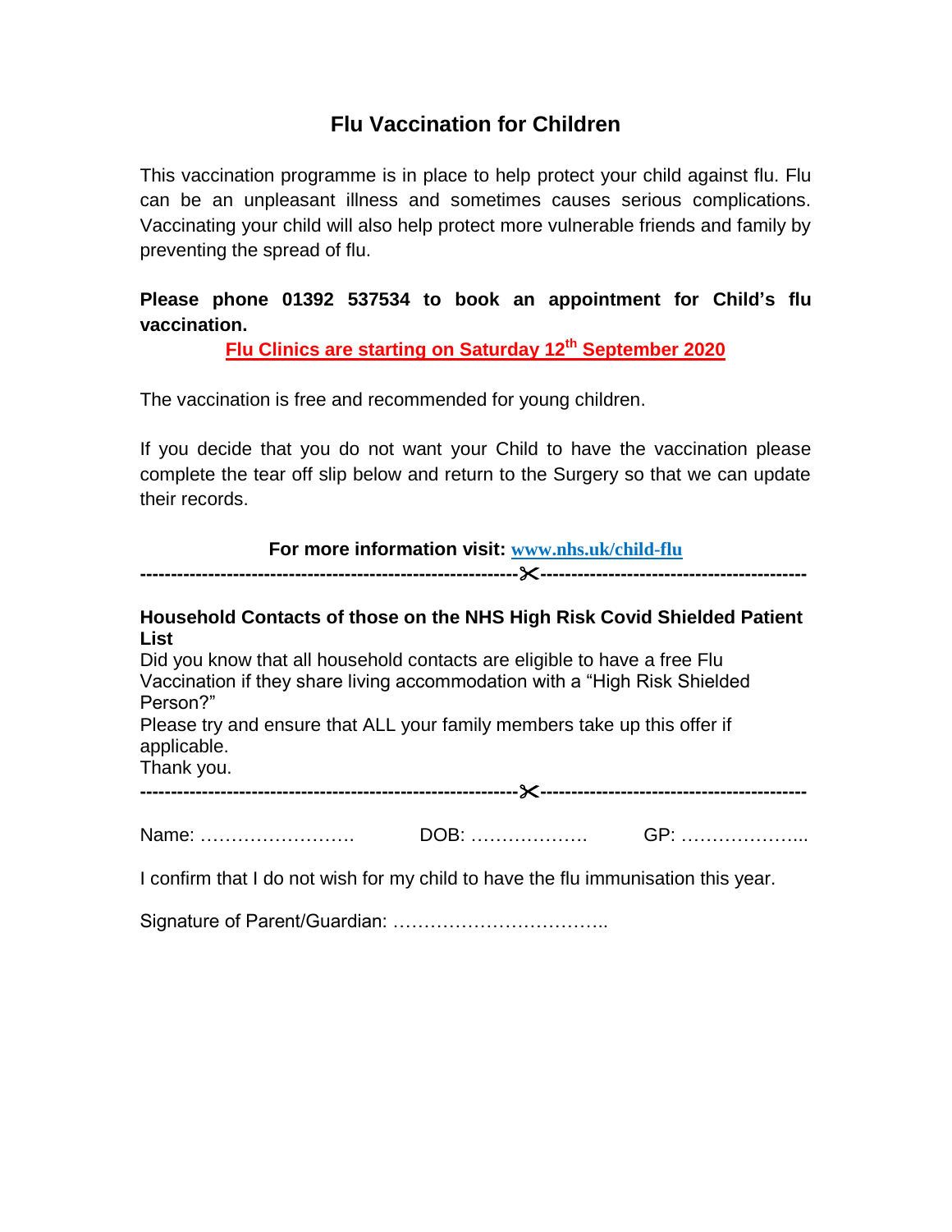# Flu Vaccination for Children

This vaccination programme is in place to help protect your child against flu. Flu can be an unpleasant illness and sometimes causes serious complications. Vaccinating your child will also help protect more vulnerable friends and family by preventing the spread of flu.

**Please phone 01392 537534 to book an appointment for Child's flu vaccination.**

**Flu Clinics are starting on Saturday 12th September 2020**

The vaccination is free and recommended for young children.

If you decide that you do not want your Child to have the vaccination please complete the tear off slip below and return to the Surgery so that we can update their records.

**For more information visit: www.nhs.uk/child-flu**

--------------------------------------------------------------✂-------------------------------------------

**Household Contacts of those on the NHS High Risk Covid Shielded Patient List**

Did you know that all household contacts are eligible to have a free Flu Vaccination if they share living accommodation with a "High Risk Shielded Person?"

Please try and ensure that ALL your family members take up this offer if applicable.

Thank you.

--------------------------------------------------------------✂-------------------------------------------

Name: ……………………… DOB: ………………. GP: ………………...

I confirm that I do not wish for my child to have the flu immunisation this year.

Signature of Parent/Guardian: ……………………………..